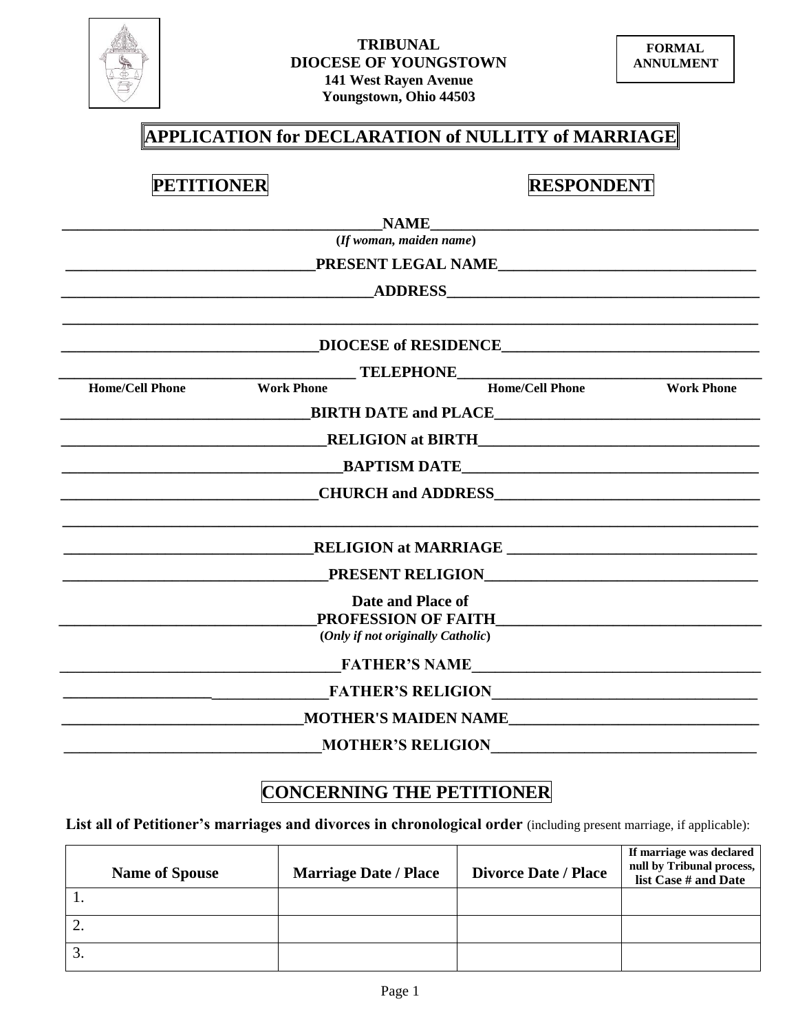**TRIBUNAL**
**DIOCESE OF YOUNGSTOWN**
**141 West Rayen Avenue**
**Youngstown, Ohio 44503**

**FORMAL ANNULMENT**

# APPLICATION for DECLARATION of NULLITY of MARRIAGE

| PETITIONER | | RESPONDENT |
|---|---|---|
| ______________________ | **NAME** (*If woman, maiden name*) | ______________________ |
| ______________________ | **PRESENT LEGAL NAME** | ______________________ |
| ______________________ | **ADDRESS** | ______________________ |
| ______________________ | | ______________________ |
| ______________________ | **DIOCESE of RESIDENCE** | ______________________ |
| **Home/Cell Phone** ________ **Work Phone** ________ | **TELEPHONE** | **Home/Cell Phone** ________ **Work Phone** ________ |
| ______________________ | **BIRTH DATE and PLACE** | ______________________ |
| ______________________ | **RELIGION at BIRTH** | ______________________ |
| ______________________ | **BAPTISM DATE** | ______________________ |
| ______________________ | **CHURCH and ADDRESS** | ______________________ |
| ______________________ | | ______________________ |
| ______________________ | **RELIGION at MARRIAGE** | ______________________ |
| ______________________ | **PRESENT RELIGION** | ______________________ |
| ______________________ | **Date and Place of PROFESSION OF FAITH** (*Only if not originally Catholic*) | ______________________ |
| ______________________ | **FATHER'S NAME** | ______________________ |
| ______________________ | **FATHER'S RELIGION** | ______________________ |
| ______________________ | **MOTHER'S MAIDEN NAME** | ______________________ |
| ______________________ | **MOTHER'S RELIGION** | ______________________ |

## CONCERNING THE PETITIONER

**List all of Petitioner's marriages and divorces in chronological order** (including present marriage, if applicable):

| Name of Spouse | Marriage Date / Place | Divorce Date / Place | If marriage was declared null by Tribunal process, list Case # and Date |
|---|---|---|---|
| 1. | | | |
| 2. | | | |
| 3. | | | |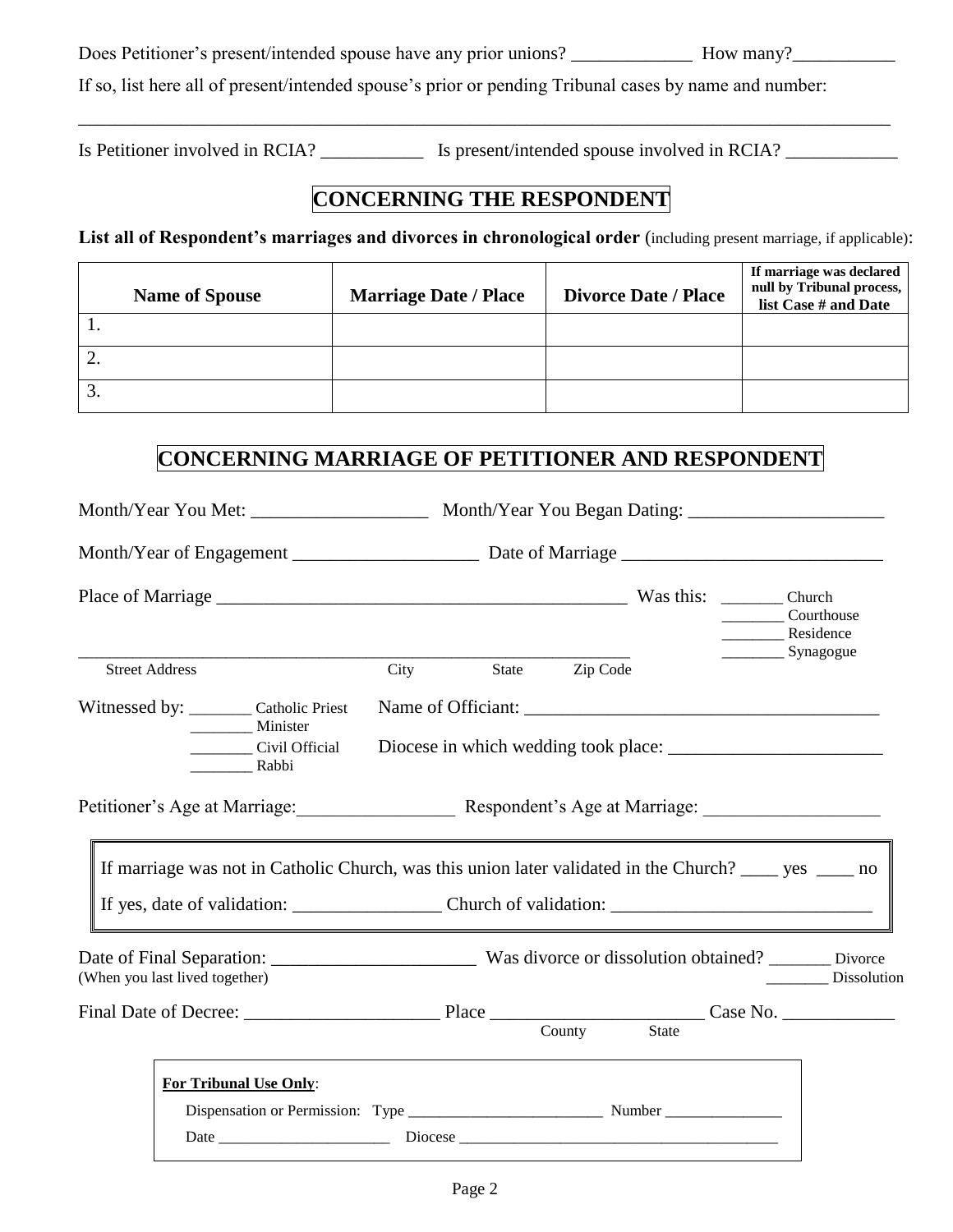Does Petitioner's present/intended spouse have any prior unions? _____________ How many?___________

If so, list here all of present/intended spouse's prior or pending Tribunal cases by name and number:

_____________________________________________________________________________________

Is Petitioner involved in RCIA? ___________ Is present/intended spouse involved in RCIA? ____________

## CONCERNING THE RESPONDENT

**List all of Respondent's marriages and divorces in chronological order** (including present marriage, if applicable):

| Name of Spouse | Marriage Date / Place | Divorce Date / Place | If marriage was declared null by Tribunal process, list Case # and Date |
|---|---|---|---|
| 1. | | | |
| 2. | | | |
| 3. | | | |

## CONCERNING MARRIAGE OF PETITIONER AND RESPONDENT

Month/Year You Met: ___________________ Month/Year You Began Dating: _____________________

Month/Year of Engagement ____________________ Date of Marriage ____________________________

Place of Marriage ____________________________________________ Was this: ________ Church
________ Courthouse
________ Residence
________ Synagogue

_______________________________________________________________
Street Address City State Zip Code

Witnessed by: ________ Catholic Priest
________ Minister
________ Civil Official
________ Rabbi

Name of Officiant: ______________________________________

Diocese in which wedding took place: _______________________

Petitioner's Age at Marriage:_________________ Respondent's Age at Marriage: ___________________

If marriage was not in Catholic Church, was this union later validated in the Church? ____ yes ____ no

If yes, date of validation: ________________ Church of validation: ____________________________

Date of Final Separation: ______________________ Was divorce or dissolution obtained? _______ Divorce
(When you last lived together) ________ Dissolution

Final Date of Decree: _____________________ Place _______________________ Case No. ____________
County State

**For Tribunal Use Only**:

Dispensation or Permission: Type _________________________ Number _______________

Date ______________________ Diocese _________________________________________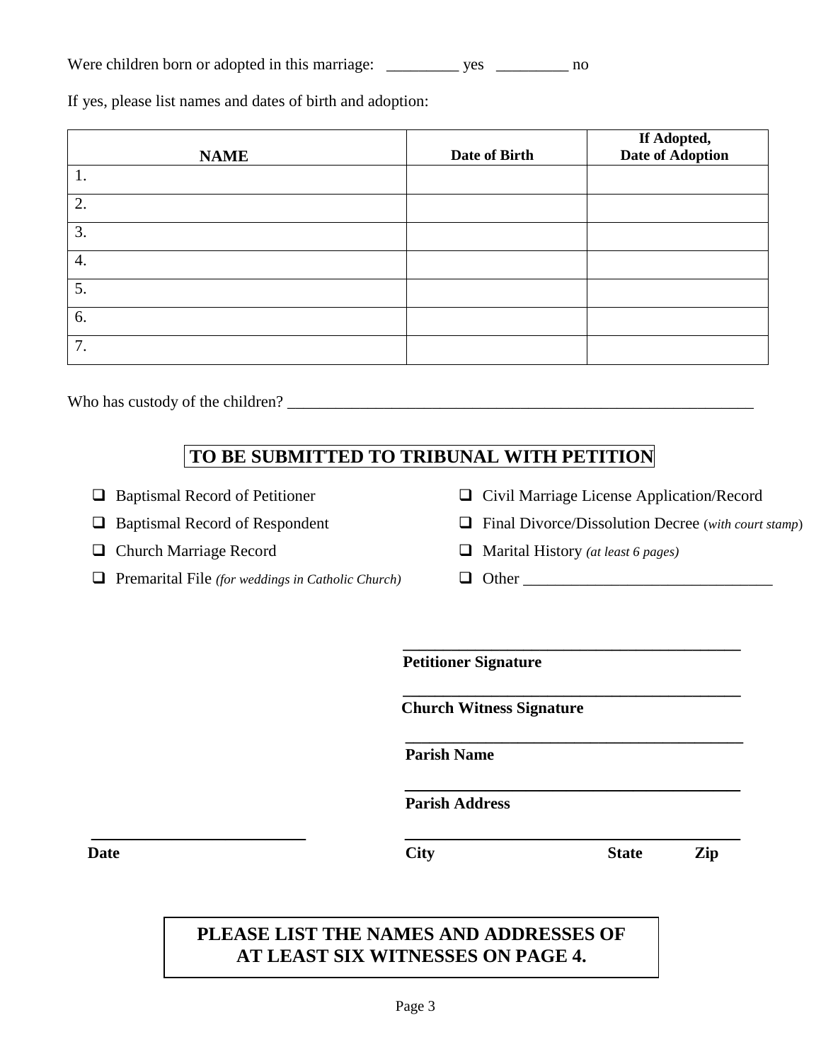Were children born or adopted in this marriage: _________ yes _________ no

If yes, please list names and dates of birth and adoption:

| NAME | Date of Birth | If Adopted, Date of Adoption |
|---|---|---|
| 1. | | |
| 2. | | |
| 3. | | |
| 4. | | |
| 5. | | |
| 6. | | |
| 7. | | |

Who has custody of the children? ______________________________________________________________

## TO BE SUBMITTED TO TRIBUNAL WITH PETITION

- ❑ Baptismal Record of Petitioner
- ❑ Baptismal Record of Respondent
- ❑ Church Marriage Record
- ❑ Premarital File *(for weddings in Catholic Church)*
- ❑ Civil Marriage License Application/Record
- ❑ Final Divorce/Dissolution Decree (*with court stamp*)
- ❑ Marital History *(at least 6 pages)*
- ❑ Other _______________________________

__________________________________________
**Petitioner Signature**

__________________________________________
**Church Witness Signature**

__________________________________________
**Parish Name**

__________________________________________
**Parish Address**

__________________________ __________________________________________
**Date** **City** **State** **Zip**

**PLEASE LIST THE NAMES AND ADDRESSES OF AT LEAST SIX WITNESSES ON PAGE 4.**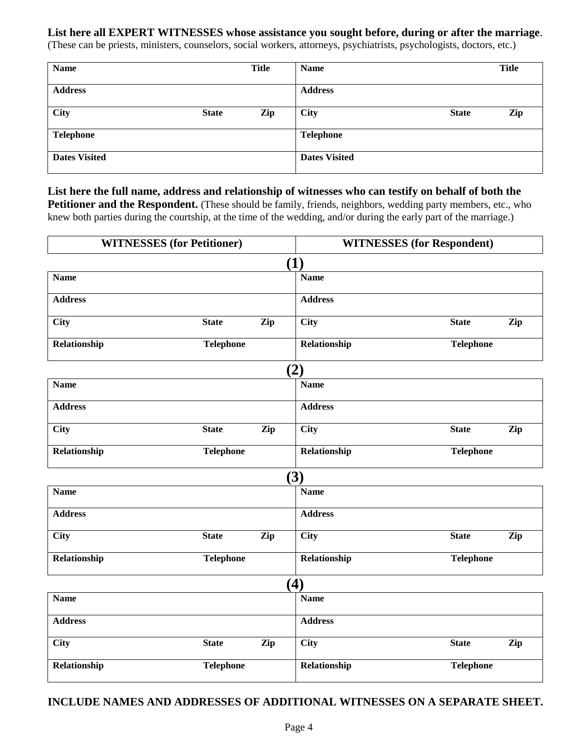**List here all EXPERT WITNESSES whose assistance you sought before, during or after the marriage**.
(These can be priests, ministers, counselors, social workers, attorneys, psychiatrists, psychologists, doctors, etc.)

| | | | | | |
|---|---|---|---|---|---|
| **Name** | | **Title** | **Name** | | **Title** |
| **Address** | | | **Address** | | |
| **City** | **State** | **Zip** | **City** | **State** | **Zip** |
| **Telephone** | | | **Telephone** | | |
| **Dates Visited** | | | **Dates Visited** | | |

**List here the full name, address and relationship of witnesses who can testify on behalf of both the Petitioner and the Respondent.** (These should be family, friends, neighbors, wedding party members, etc., who knew both parties during the courtship, at the time of the wedding, and/or during the early part of the marriage.)

| **WITNESSES (for Petitioner)** | | | **WITNESSES (for Respondent)** | | |
|---|---|---|---|---|---|
| **(1)** | | | | | |
| **Name** | | | **Name** | | |
| **Address** | | | **Address** | | |
| **City** | **State** | **Zip** | **City** | **State** | **Zip** |
| **Relationship** | **Telephone** | | **Relationship** | **Telephone** | |
| **(2)** | | | | | |
| **Name** | | | **Name** | | |
| **Address** | | | **Address** | | |
| **City** | **State** | **Zip** | **City** | **State** | **Zip** |
| **Relationship** | **Telephone** | | **Relationship** | **Telephone** | |
| **(3)** | | | | | |
| **Name** | | | **Name** | | |
| **Address** | | | **Address** | | |
| **City** | **State** | **Zip** | **City** | **State** | **Zip** |
| **Relationship** | **Telephone** | | **Relationship** | **Telephone** | |
| **(4)** | | | | | |
| **Name** | | | **Name** | | |
| **Address** | | | **Address** | | |
| **City** | **State** | **Zip** | **City** | **State** | **Zip** |
| **Relationship** | **Telephone** | | **Relationship** | **Telephone** | |

**INCLUDE NAMES AND ADDRESSES OF ADDITIONAL WITNESSES ON A SEPARATE SHEET.**